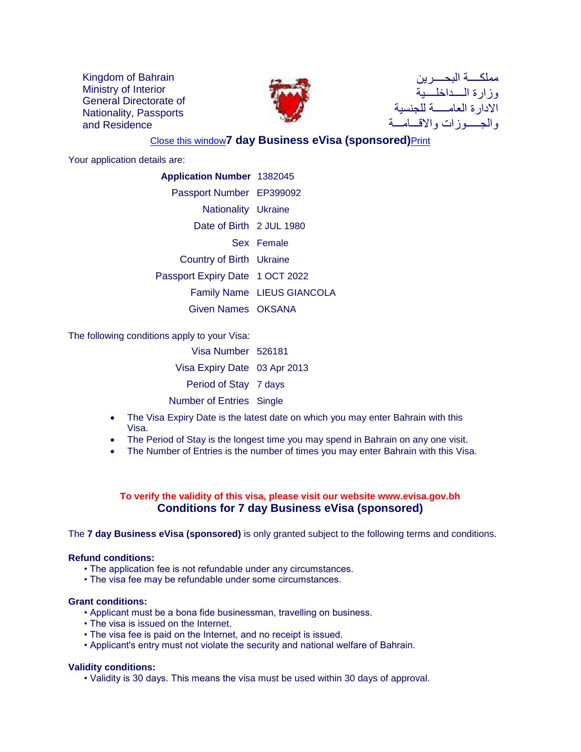Kingdom of Bahrain
Ministry of Interior
General Directorate of Nationality, Passports and Residence

مملكـــة البحـــرين
وزارة الـــداخلـــية
الادارة العامــــة للجنسية
والجـــوزات والاقــامـــة

Close this window **7 day Business eVisa (sponsored)** Print

Your application details are:

| | |
|---|---|
| **Application Number** | 1382045 |
| Passport Number | EP399092 |
| Nationality | Ukraine |
| Date of Birth | 2 JUL 1980 |
| Sex | Female |
| Country of Birth | Ukraine |
| Passport Expiry Date | 1 OCT 2022 |
| Family Name | LIEUS GIANCOLA |
| Given Names | OKSANA |

The following conditions apply to your Visa:

| | |
|---|---|
| Visa Number | 526181 |
| Visa Expiry Date | 03 Apr 2013 |
| Period of Stay | 7 days |
| Number of Entries | Single |

- The Visa Expiry Date is the latest date on which you may enter Bahrain with this Visa.
- The Period of Stay is the longest time you may spend in Bahrain on any one visit.
- The Number of Entries is the number of times you may enter Bahrain with this Visa.

**To verify the validity of this visa, please visit our website www.evisa.gov.bh**

## Conditions for 7 day Business eVisa (sponsored)

The **7 day Business eVisa (sponsored)** is only granted subject to the following terms and conditions.

**Refund conditions:**

- The application fee is not refundable under any circumstances.
- The visa fee may be refundable under some circumstances.

**Grant conditions:**

- Applicant must be a bona fide businessman, travelling on business.
- The visa is issued on the Internet.
- The visa fee is paid on the Internet, and no receipt is issued.
- Applicant's entry must not violate the security and national welfare of Bahrain.

**Validity conditions:**

- Validity is 30 days. This means the visa must be used within 30 days of approval.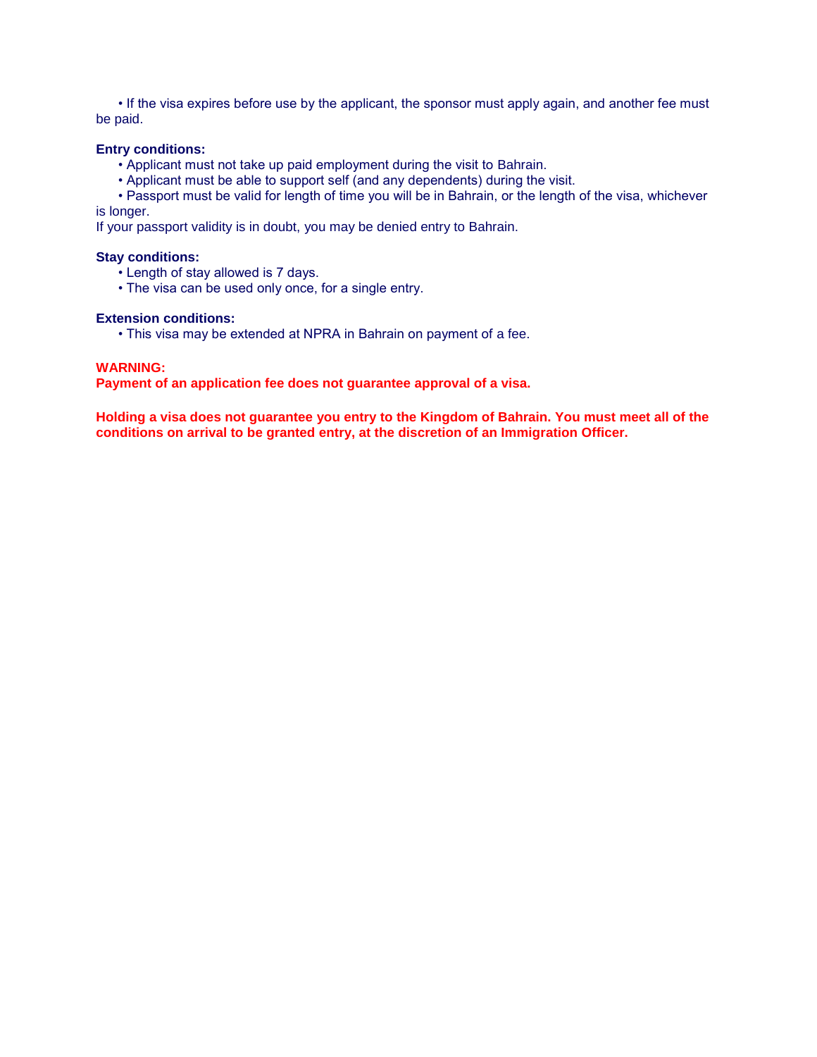- If the visa expires before use by the applicant, the sponsor must apply again, and another fee must be paid.

**Entry conditions:**

- Applicant must not take up paid employment during the visit to Bahrain.
- Applicant must be able to support self (and any dependents) during the visit.
- Passport must be valid for length of time you will be in Bahrain, or the length of the visa, whichever is longer.

If your passport validity is in doubt, you may be denied entry to Bahrain.

**Stay conditions:**

- Length of stay allowed is 7 days.
- The visa can be used only once, for a single entry.

**Extension conditions:**

- This visa may be extended at NPRA in Bahrain on payment of a fee.

**WARNING:**
**Payment of an application fee does not guarantee approval of a visa.**

**Holding a visa does not guarantee you entry to the Kingdom of Bahrain. You must meet all of the conditions on arrival to be granted entry, at the discretion of an Immigration Officer.**